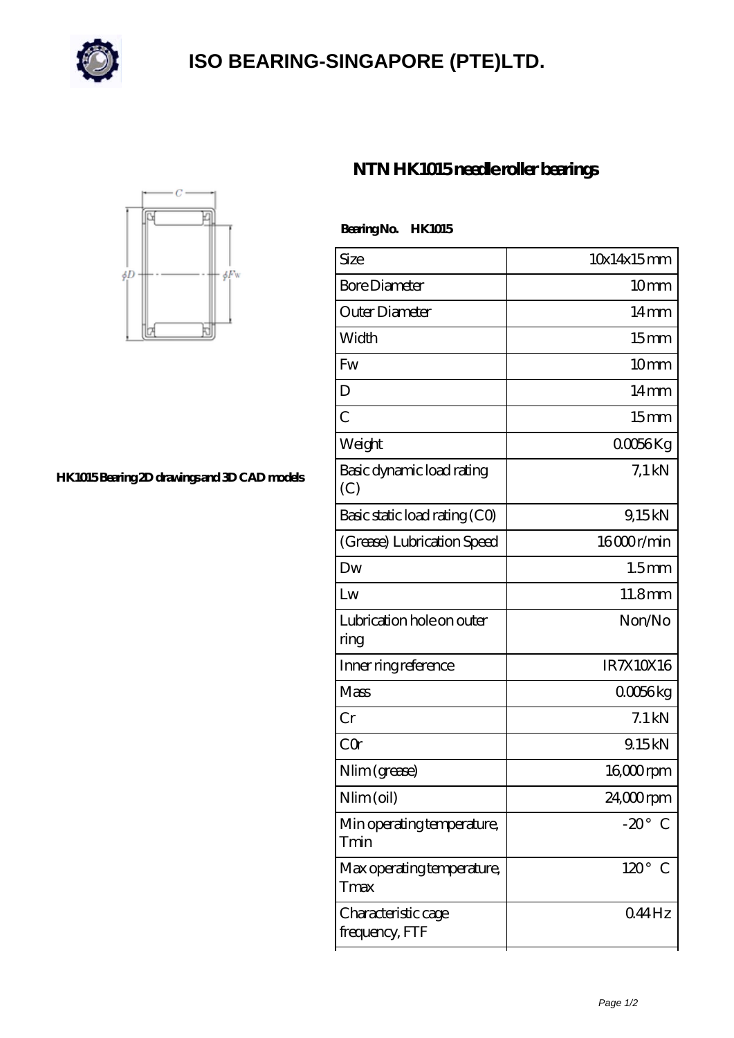# ISO BEARING-SINGAPORE (PTE)LTD.

## NTN HK1015 needle roller bearings

HK1015 Bearing 2D drawings and 3D CAD models

**Bearing No. HK1015**

| Size | 10x14x15 mm |
|---|---|
| Bore Diameter | 10 mm |
| Outer Diameter | 14 mm |
| Width | 15 mm |
| Fw | 10 mm |
| D | 14 mm |
| C | 15 mm |
| Weight | 0.0056 Kg |
| Basic dynamic load rating (C) | 7,1 kN |
| Basic static load rating (C0) | 9,15 kN |
| (Grease) Lubrication Speed | 16 000 r/min |
| Dw | 1.5 mm |
| Lw | 11.8 mm |
| Lubrication hole on outer ring | Non/No |
| Inner ring reference | IR7X10X16 |
| Mass | 0.0056 kg |
| Cr | 7.1 kN |
| C0r | 9.15 kN |
| Nlim (grease) | 16,000 rpm |
| Nlim (oil) | 24,000 rpm |
| Min operating temperature, Tmin | -20 ° C |
| Max operating temperature, Tmax | 120 ° C |
| Characteristic cage frequency, FTF | 0.44 Hz |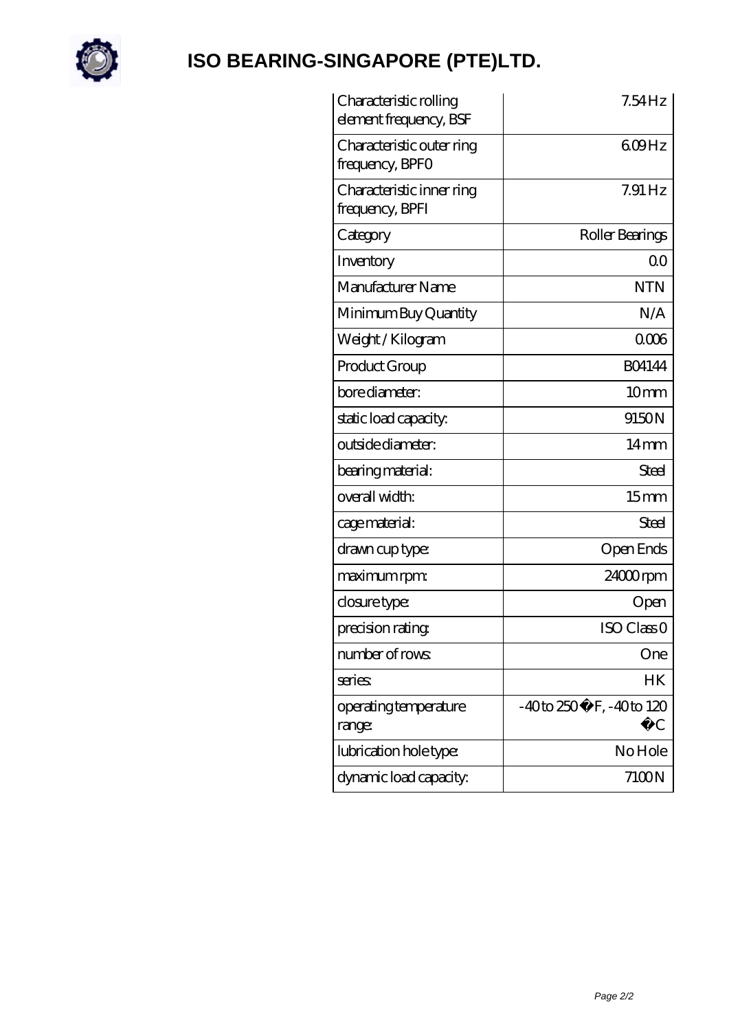# ISO BEARING-SINGAPORE (PTE)LTD.

| | |
|---|---|
| Characteristic rolling element frequency, BSF | 7.54 Hz |
| Characteristic outer ring frequency, BPFO | 6.09 Hz |
| Characteristic inner ring frequency, BPFI | 7.91 Hz |
| Category | Roller Bearings |
| Inventory | 0.0 |
| Manufacturer Name | NTN |
| Minimum Buy Quantity | N/A |
| Weight / Kilogram | 0.006 |
| Product Group | B04144 |
| bore diameter: | 10 mm |
| static load capacity: | 9150 N |
| outside diameter: | 14 mm |
| bearing material: | Steel |
| overall width: | 15 mm |
| cage material: | Steel |
| drawn cup type: | Open Ends |
| maximum rpm: | 24000 rpm |
| closure type: | Open |
| precision rating: | ISO Class 0 |
| number of rows: | One |
| series: | HK |
| operating temperature range: | -40 to 250 �F, -40 to 120 �C |
| lubrication hole type: | No Hole |
| dynamic load capacity: | 7100 N |